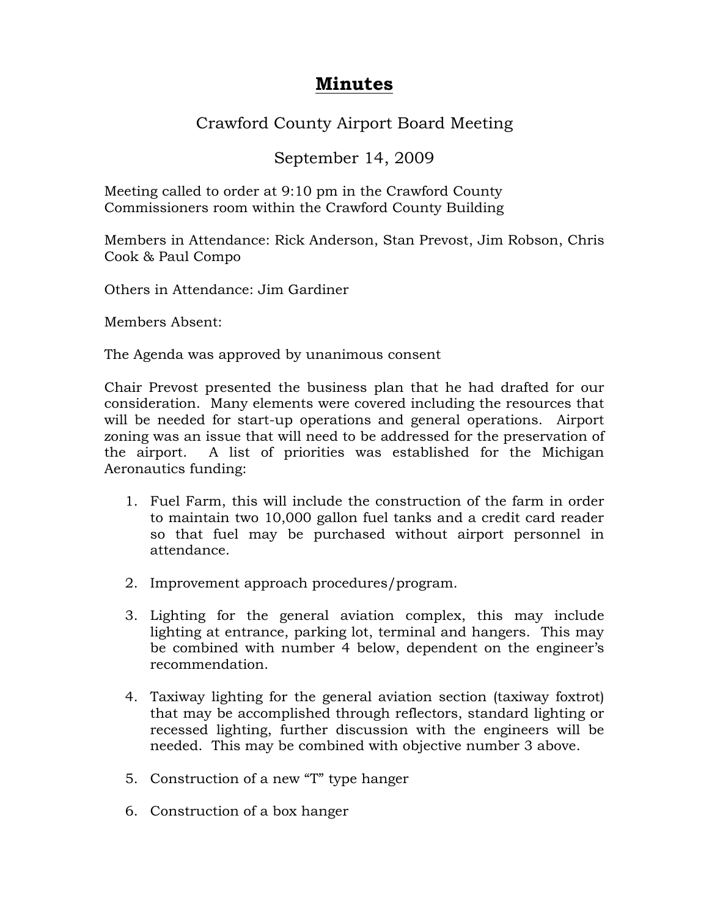# Minutes

Crawford County Airport Board Meeting

September 14, 2009

Meeting called to order at 9:10 pm in the Crawford County Commissioners room within the Crawford County Building

Members in Attendance: Rick Anderson, Stan Prevost, Jim Robson, Chris Cook & Paul Compo

Others in Attendance: Jim Gardiner

Members Absent:

The Agenda was approved by unanimous consent

Chair Prevost presented the business plan that he had drafted for our consideration. Many elements were covered including the resources that will be needed for start-up operations and general operations. Airport zoning was an issue that will need to be addressed for the preservation of the airport. A list of priorities was established for the Michigan Aeronautics funding:

1. Fuel Farm, this will include the construction of the farm in order to maintain two 10,000 gallon fuel tanks and a credit card reader so that fuel may be purchased without airport personnel in attendance.

2. Improvement approach procedures/program.

3. Lighting for the general aviation complex, this may include lighting at entrance, parking lot, terminal and hangers. This may be combined with number 4 below, dependent on the engineer's recommendation.

4. Taxiway lighting for the general aviation section (taxiway foxtrot) that may be accomplished through reflectors, standard lighting or recessed lighting, further discussion with the engineers will be needed. This may be combined with objective number 3 above.

5. Construction of a new "T" type hanger

6. Construction of a box hanger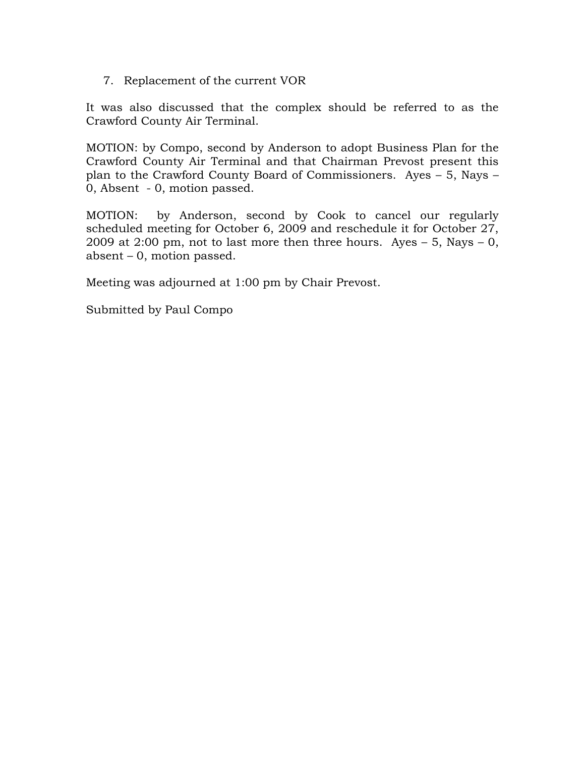7. Replacement of the current VOR

It was also discussed that the complex should be referred to as the Crawford County Air Terminal.

MOTION: by Compo, second by Anderson to adopt Business Plan for the Crawford County Air Terminal and that Chairman Prevost present this plan to the Crawford County Board of Commissioners. Ayes – 5, Nays – 0, Absent - 0, motion passed.

MOTION: by Anderson, second by Cook to cancel our regularly scheduled meeting for October 6, 2009 and reschedule it for October 27, 2009 at 2:00 pm, not to last more then three hours. Ayes – 5, Nays – 0, absent – 0, motion passed.

Meeting was adjourned at 1:00 pm by Chair Prevost.

Submitted by Paul Compo